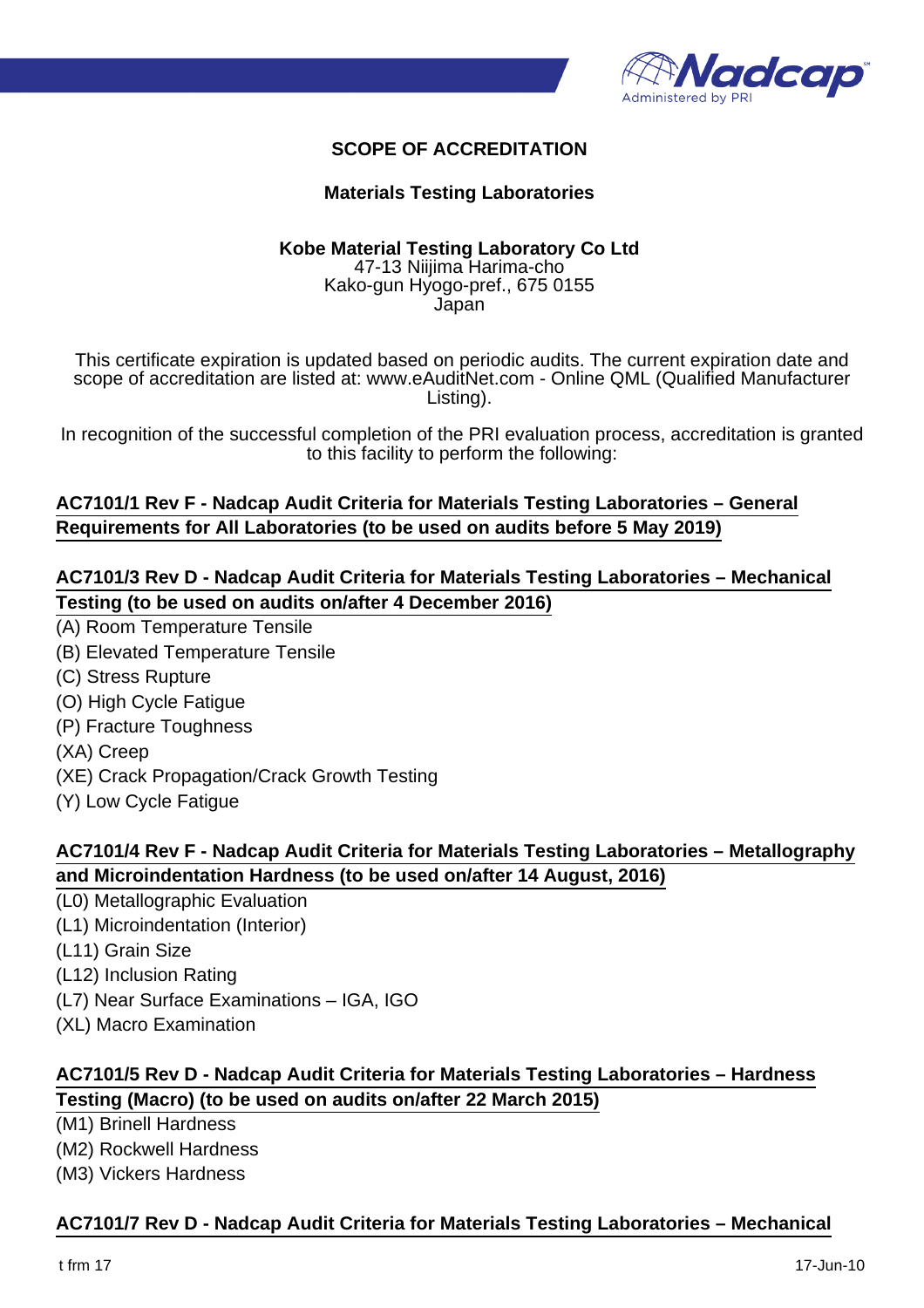# SCOPE OF ACCREDITATION

## Materials Testing Laboratories

**Kobe Material Testing Laboratory Co Ltd**
47-13 Niijima Harima-cho
Kako-gun Hyogo-pref., 675 0155
Japan

This certificate expiration is updated based on periodic audits. The current expiration date and scope of accreditation are listed at: www.eAuditNet.com - Online QML (Qualified Manufacturer Listing).

In recognition of the successful completion of the PRI evaluation process, accreditation is granted to this facility to perform the following:

**AC7101/1 Rev F - Nadcap Audit Criteria for Materials Testing Laboratories – General Requirements for All Laboratories (to be used on audits before 5 May 2019)**

**AC7101/3 Rev D - Nadcap Audit Criteria for Materials Testing Laboratories – Mechanical Testing (to be used on audits on/after 4 December 2016)**

(A) Room Temperature Tensile
(B) Elevated Temperature Tensile
(C) Stress Rupture
(O) High Cycle Fatigue
(P) Fracture Toughness
(XA) Creep
(XE) Crack Propagation/Crack Growth Testing
(Y) Low Cycle Fatigue

**AC7101/4 Rev F - Nadcap Audit Criteria for Materials Testing Laboratories – Metallography and Microindentation Hardness (to be used on/after 14 August, 2016)**

(L0) Metallographic Evaluation
(L1) Microindentation (Interior)
(L11) Grain Size
(L12) Inclusion Rating
(L7) Near Surface Examinations – IGA, IGO
(XL) Macro Examination

**AC7101/5 Rev D - Nadcap Audit Criteria for Materials Testing Laboratories – Hardness Testing (Macro) (to be used on audits on/after 22 March 2015)**

(M1) Brinell Hardness
(M2) Rockwell Hardness
(M3) Vickers Hardness

**AC7101/7 Rev D - Nadcap Audit Criteria for Materials Testing Laboratories – Mechanical**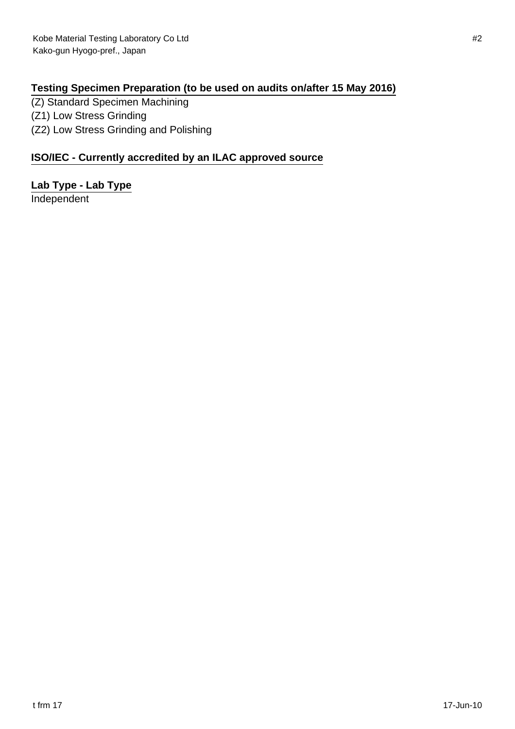## Testing Specimen Preparation (to be used on audits on/after 15 May 2016)

(Z) Standard Specimen Machining
(Z1) Low Stress Grinding
(Z2) Low Stress Grinding and Polishing

## ISO/IEC - Currently accredited by an ILAC approved source

## Lab Type - Lab Type

Independent